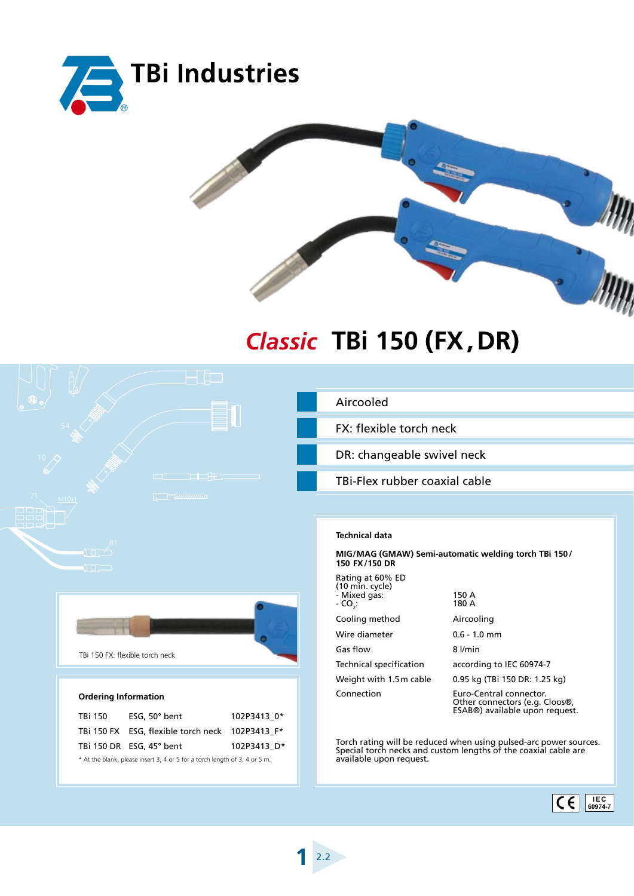# TBi Industries

## *Classic* TBi 150 (FX, DR)

- Aircooled
- FX: flexible torch neck
- DR: changeable swivel neck
- TBi-Flex rubber coaxial cable

TBi 150 FX: flexible torch neck

### Ordering Information

| | | |
|---|---|---|
| TBi 150 | ESG, 50° bent | 102P3413_0* |
| TBi 150 FX | ESG, flexible torch neck | 102P3413_F* |
| TBi 150 DR | ESG, 45° bent | 102P3413_D* |

* At the blank, please insert 3, 4 or 5 for a torch length of 3, 4 or 5 m.

### Technical data

**MIG/MAG (GMAW) Semi-automatic welding torch TBi 150 / 150 FX / 150 DR**

| | |
|---|---|
| Rating at 60% ED (10 min. cycle) | |
| - Mixed gas: | 150 A |
| - $CO_2$: | 180 A |
| Cooling method | Aircooling |
| Wire diameter | 0.6 - 1.0 mm |
| Gas flow | 8 l/min |
| Technical specification | according to IEC 60974-7 |
| Weight with 1.5 m cable | 0.95 kg (TBi 150 DR: 1.25 kg) |
| Connection | Euro-Central connector. Other connectors (e.g. Cloos®, ESAB®) available upon request. |

Torch rating will be reduced when using pulsed-arc power sources. Special torch necks and custom lengths of the coaxial cable are available upon request.

CE IEC 60974-7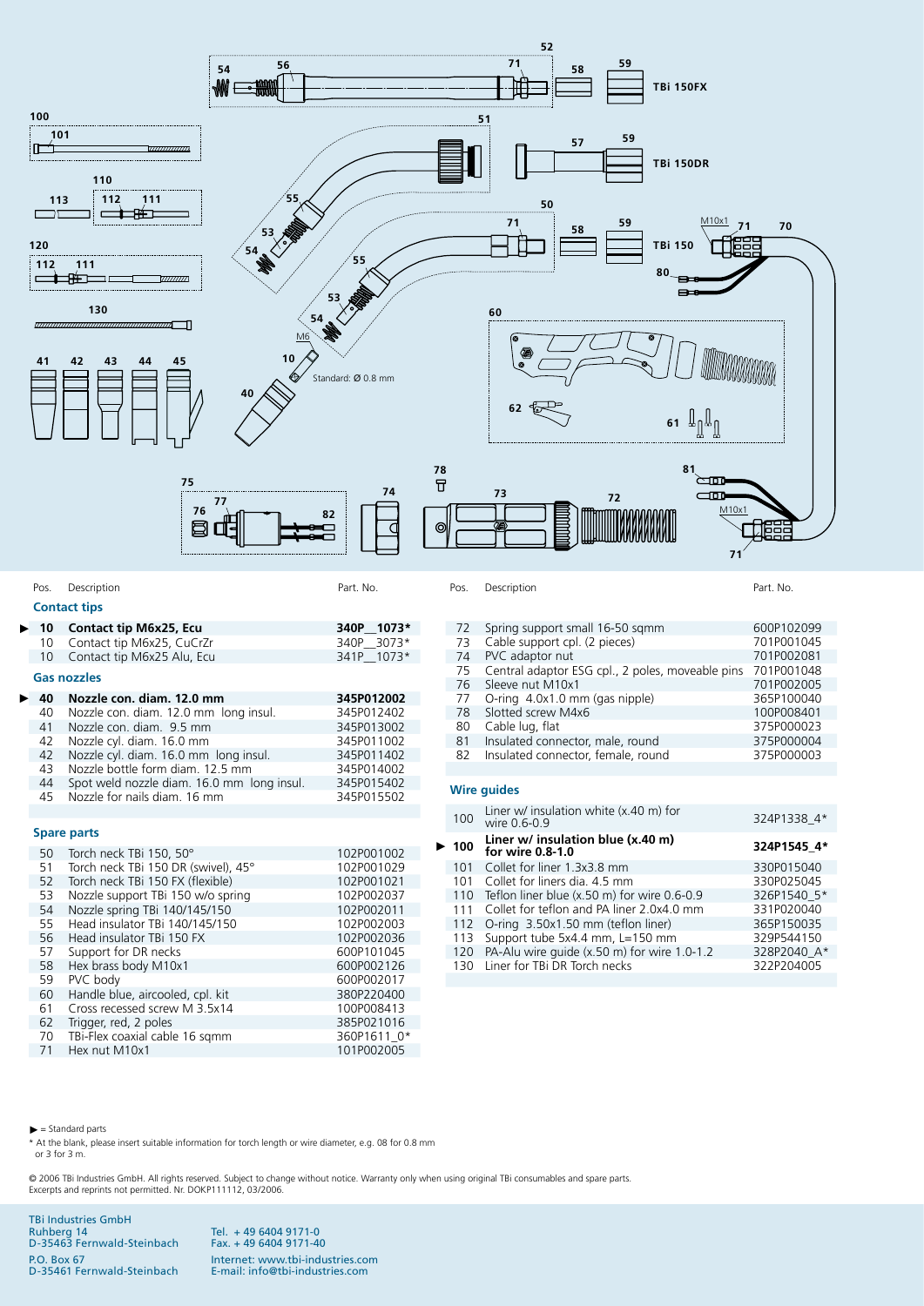| Pos. | Description | Part. No. |
|---|---|---|
| | **Contact tips** | |
| ▶ **10** | **Contact tip M6x25, Ecu** | **340P__1073*** |
| 10 | Contact tip M6x25, CuCrZr | 340P__3073* |
| 10 | Contact tip M6x25 Alu, Ecu | 341P__1073* |
| | **Gas nozzles** | |
| ▶ **40** | **Nozzle con. diam. 12.0 mm** | **345P012002** |
| 40 | Nozzle con. diam. 12.0 mm long insul. | 345P012402 |
| 41 | Nozzle con. diam. 9.5 mm | 345P013002 |
| 42 | Nozzle cyl. diam. 16.0 mm | 345P011002 |
| 42 | Nozzle cyl. diam. 16.0 mm long insul. | 345P011402 |
| 43 | Nozzle bottle form diam. 12.5 mm | 345P014002 |
| 44 | Spot weld nozzle diam. 16.0 mm long insul. | 345P015402 |
| 45 | Nozzle for nails diam. 16 mm | 345P015502 |
| | **Spare parts** | |
| 50 | Torch neck TBi 150, 50° | 102P001002 |
| 51 | Torch neck TBi 150 DR (swivel), 45° | 102P001029 |
| 52 | Torch neck TBi 150 FX (flexible) | 102P001021 |
| 53 | Nozzle support TBi 150 w/o spring | 102P002037 |
| 54 | Nozzle spring TBi 140/145/150 | 102P002011 |
| 55 | Head insulator TBi 140/145/150 | 102P002003 |
| 56 | Head insulator TBi 150 FX | 102P002036 |
| 57 | Support for DR necks | 600P101045 |
| 58 | Hex brass body M10x1 | 600P002126 |
| 59 | PVC body | 600P002017 |
| 60 | Handle blue, aircooled, cpl. kit | 380P220400 |
| 61 | Cross recessed screw M 3.5x14 | 100P008413 |
| 62 | Trigger, red, 2 poles | 385P021016 |
| 70 | TBi-Flex coaxial cable 16 sqmm | 360P1611_0* |
| 71 | Hex nut M10x1 | 101P002005 |

| Pos. | Description | Part. No. |
|---|---|---|
| 72 | Spring support small 16-50 sqmm | 600P102099 |
| 73 | Cable support cpl. (2 pieces) | 701P001045 |
| 74 | PVC adaptor nut | 701P002081 |
| 75 | Central adaptor ESG cpl., 2 poles, moveable pins | 701P001048 |
| 76 | Sleeve nut M10x1 | 701P002005 |
| 77 | O-ring 4.0x1.0 mm (gas nipple) | 365P100040 |
| 78 | Slotted screw M4x6 | 100P008401 |
| 80 | Cable lug, flat | 375P000023 |
| 81 | Insulated connector, male, round | 375P000004 |
| 82 | Insulated connector, female, round | 375P000003 |
| | **Wire guides** | |
| 100 | Liner w/ insulation white (x.40 m) for wire 0.6-0.9 | 324P1338_4* |
| ▶ **100** | **Liner w/ insulation blue (x.40 m) for wire 0.8-1.0** | **324P1545_4*** |
| 101 | Collet for liner 1.3x3.8 mm | 330P015040 |
| 101 | Collet for liners dia. 4.5 mm | 330P025045 |
| 110 | Teflon liner blue (x.50 m) for wire 0.6-0.9 | 326P1540_5* |
| 111 | Collet for teflon and PA liner 2.0x4.0 mm | 331P020040 |
| 112 | O-ring 3.50x1.50 mm (teflon liner) | 365P150035 |
| 113 | Support tube 5x4.4 mm, L=150 mm | 329P544150 |
| 120 | PA-Alu wire guide (x.50 m) for wire 1.0-1.2 | 328P2040_A* |
| 130 | Liner for TBi DR Torch necks | 322P204005 |

▶ = Standard parts

* At the blank, please insert suitable information for torch length or wire diameter, e.g. 08 for 0.8 mm or 3 for 3 m.

© 2006 TBi Industries GmbH. All rights reserved. Subject to change without notice. Warranty only when using original TBi consumables and spare parts. Excerpts and reprints not permitted. Nr. DOKP111112, 03/2006.

TBi Industries GmbH
Ruhberg 14
D-35463 Fernwald-Steinbach
P.O. Box 67
D-35461 Fernwald-Steinbach

Tel. + 49 6404 9171-0
Fax. + 49 6404 9171-40
Internet: www.tbi-industries.com
E-mail: info@tbi-industries.com